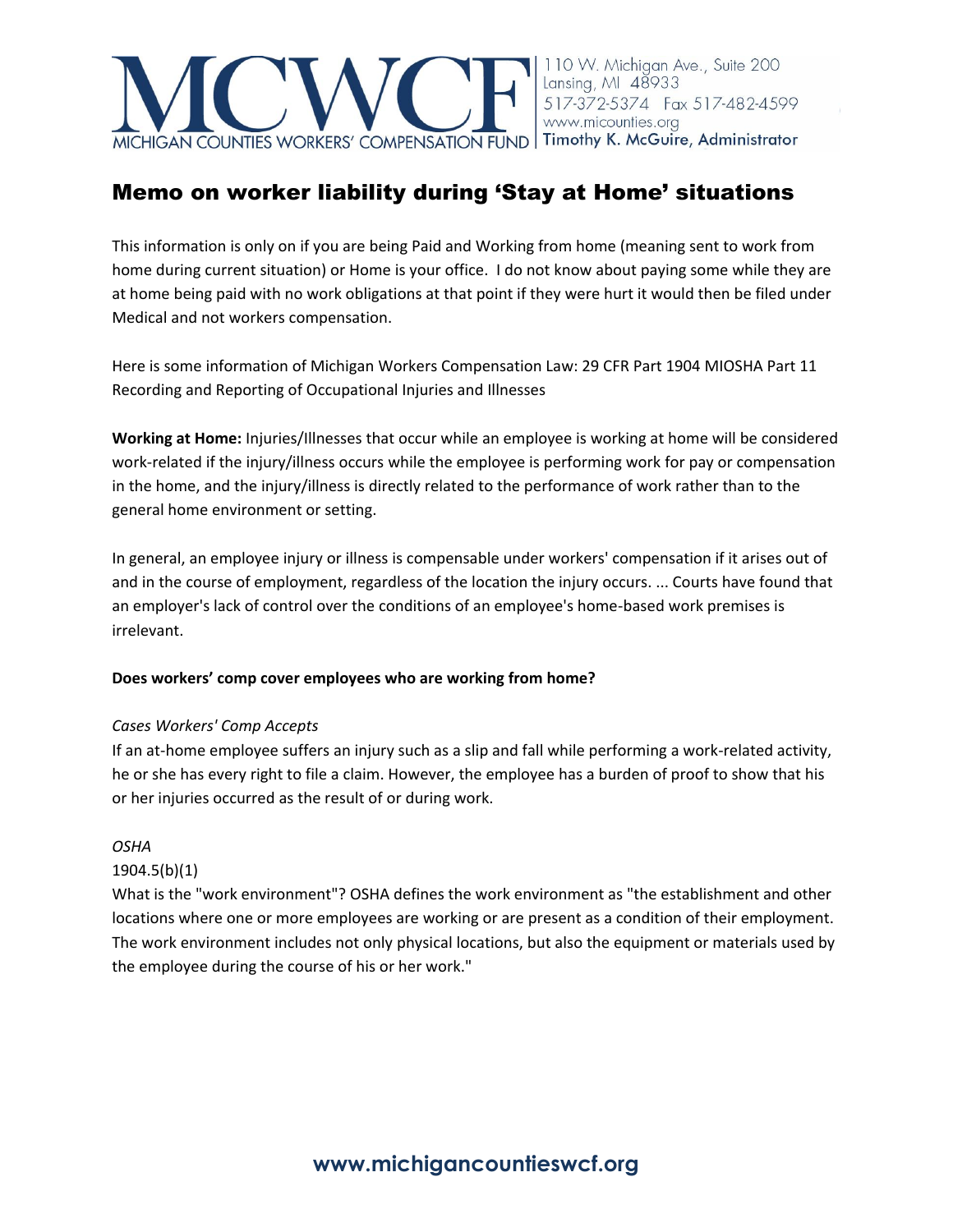MCWCF
MICHIGAN COUNTIES WORKERS' COMPENSATION FUND

110 W. Michigan Ave., Suite 200
Lansing, MI 48933
517-372-5374 Fax 517-482-4599
www.micounties.org
Timothy K. McGuire, Administrator

# Memo on worker liability during 'Stay at Home' situations

This information is only on if you are being Paid and Working from home (meaning sent to work from home during current situation) or Home is your office. I do not know about paying some while they are at home being paid with no work obligations at that point if they were hurt it would then be filed under Medical and not workers compensation.

Here is some information of Michigan Workers Compensation Law: 29 CFR Part 1904 MIOSHA Part 11 Recording and Reporting of Occupational Injuries and Illnesses

**Working at Home:** Injuries/Illnesses that occur while an employee is working at home will be considered work-related if the injury/illness occurs while the employee is performing work for pay or compensation in the home, and the injury/illness is directly related to the performance of work rather than to the general home environment or setting.

In general, an employee injury or illness is compensable under workers' compensation if it arises out of and in the course of employment, regardless of the location the injury occurs. ... Courts have found that an employer's lack of control over the conditions of an employee's home-based work premises is irrelevant.

**Does workers' comp cover employees who are working from home?**

*Cases Workers' Comp Accepts*

If an at-home employee suffers an injury such as a slip and fall while performing a work-related activity, he or she has every right to file a claim. However, the employee has a burden of proof to show that his or her injuries occurred as the result of or during work.

*OSHA*

1904.5(b)(1)

What is the "work environment"? OSHA defines the work environment as "the establishment and other locations where one or more employees are working or are present as a condition of their employment. The work environment includes not only physical locations, but also the equipment or materials used by the employee during the course of his or her work."

**www.michigancountieswcf.org**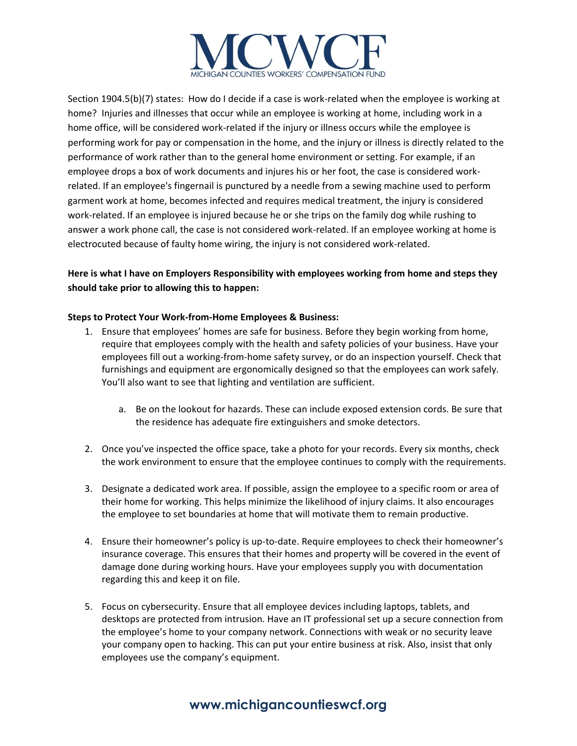Section 1904.5(b)(7) states: How do I decide if a case is work-related when the employee is working at home? Injuries and illnesses that occur while an employee is working at home, including work in a home office, will be considered work-related if the injury or illness occurs while the employee is performing work for pay or compensation in the home, and the injury or illness is directly related to the performance of work rather than to the general home environment or setting. For example, if an employee drops a box of work documents and injures his or her foot, the case is considered work-related. If an employee's fingernail is punctured by a needle from a sewing machine used to perform garment work at home, becomes infected and requires medical treatment, the injury is considered work-related. If an employee is injured because he or she trips on the family dog while rushing to answer a work phone call, the case is not considered work-related. If an employee working at home is electrocuted because of faulty home wiring, the injury is not considered work-related.

**Here is what I have on Employers Responsibility with employees working from home and steps they should take prior to allowing this to happen:**

**Steps to Protect Your Work-from-Home Employees & Business:**

1. Ensure that employees' homes are safe for business. Before they begin working from home, require that employees comply with the health and safety policies of your business. Have your employees fill out a working-from-home safety survey, or do an inspection yourself. Check that furnishings and equipment are ergonomically designed so that the employees can work safely. You'll also want to see that lighting and ventilation are sufficient.

    a. Be on the lookout for hazards. These can include exposed extension cords. Be sure that the residence has adequate fire extinguishers and smoke detectors.

2. Once you've inspected the office space, take a photo for your records. Every six months, check the work environment to ensure that the employee continues to comply with the requirements.

3. Designate a dedicated work area. If possible, assign the employee to a specific room or area of their home for working. This helps minimize the likelihood of injury claims. It also encourages the employee to set boundaries at home that will motivate them to remain productive.

4. Ensure their homeowner's policy is up-to-date. Require employees to check their homeowner's insurance coverage. This ensures that their homes and property will be covered in the event of damage done during working hours. Have your employees supply you with documentation regarding this and keep it on file.

5. Focus on cybersecurity. Ensure that all employee devices including laptops, tablets, and desktops are protected from intrusion. Have an IT professional set up a secure connection from the employee's home to your company network. Connections with weak or no security leave your company open to hacking. This can put your entire business at risk. Also, insist that only employees use the company's equipment.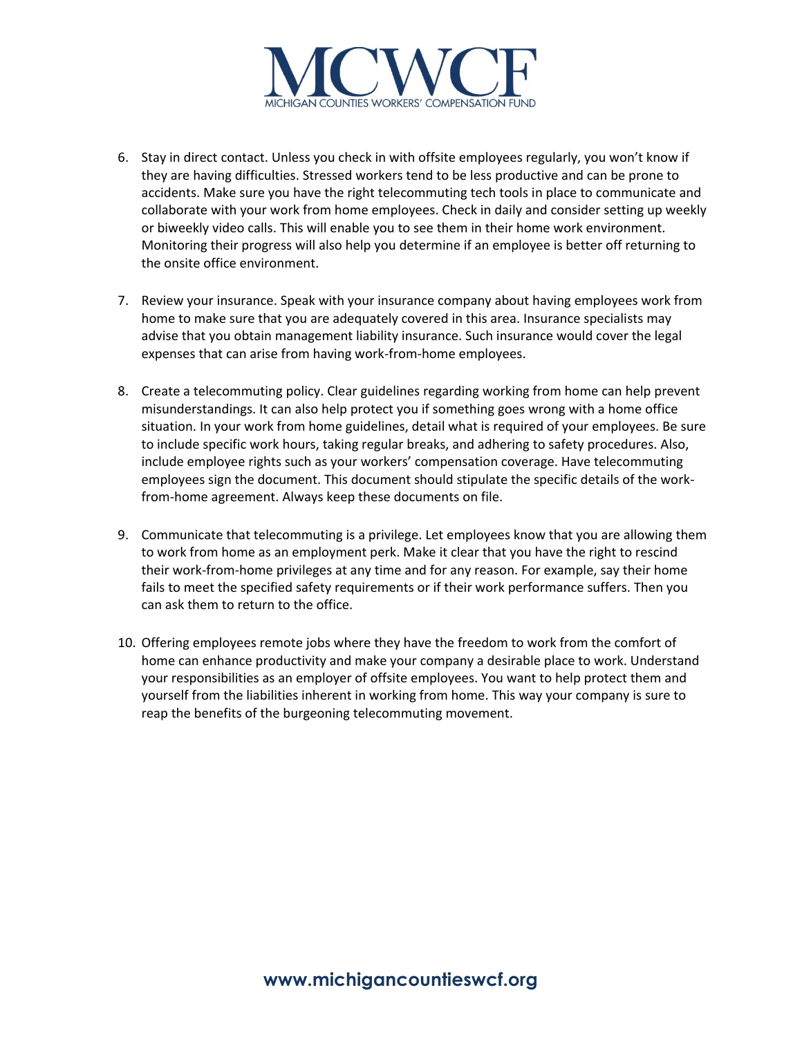6. Stay in direct contact. Unless you check in with offsite employees regularly, you won't know if they are having difficulties. Stressed workers tend to be less productive and can be prone to accidents. Make sure you have the right telecommuting tech tools in place to communicate and collaborate with your work from home employees. Check in daily and consider setting up weekly or biweekly video calls. This will enable you to see them in their home work environment. Monitoring their progress will also help you determine if an employee is better off returning to the onsite office environment.

7. Review your insurance. Speak with your insurance company about having employees work from home to make sure that you are adequately covered in this area. Insurance specialists may advise that you obtain management liability insurance. Such insurance would cover the legal expenses that can arise from having work-from-home employees.

8. Create a telecommuting policy. Clear guidelines regarding working from home can help prevent misunderstandings. It can also help protect you if something goes wrong with a home office situation. In your work from home guidelines, detail what is required of your employees. Be sure to include specific work hours, taking regular breaks, and adhering to safety procedures. Also, include employee rights such as your workers' compensation coverage. Have telecommuting employees sign the document. This document should stipulate the specific details of the work-from-home agreement. Always keep these documents on file.

9. Communicate that telecommuting is a privilege. Let employees know that you are allowing them to work from home as an employment perk. Make it clear that you have the right to rescind their work-from-home privileges at any time and for any reason. For example, say their home fails to meet the specified safety requirements or if their work performance suffers. Then you can ask them to return to the office.

10. Offering employees remote jobs where they have the freedom to work from the comfort of home can enhance productivity and make your company a desirable place to work. Understand your responsibilities as an employer of offsite employees. You want to help protect them and yourself from the liabilities inherent in working from home. This way your company is sure to reap the benefits of the burgeoning telecommuting movement.